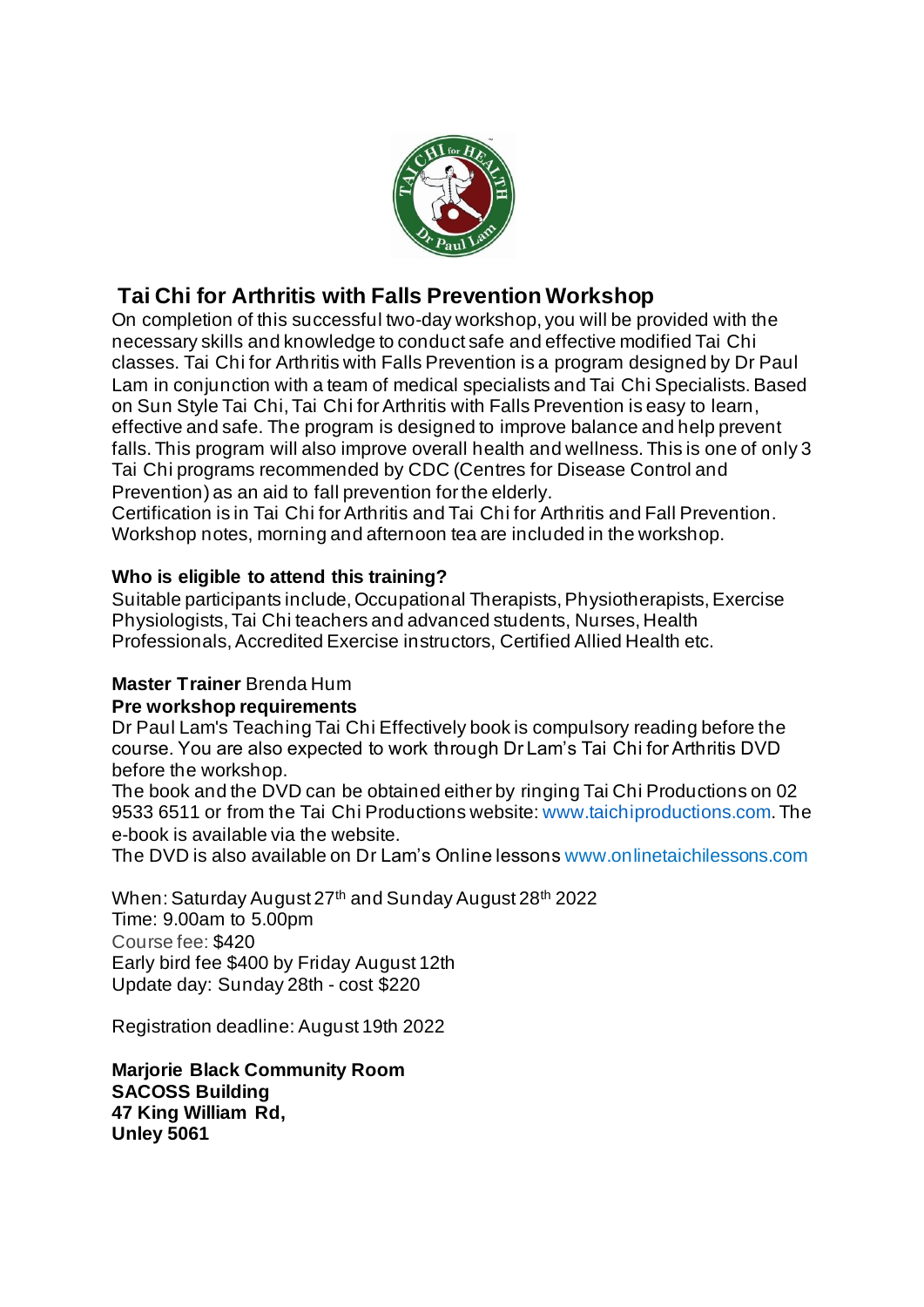# Tai Chi for Arthritis with Falls Prevention Workshop

On completion of this successful two-day workshop, you will be provided with the necessary skills and knowledge to conduct safe and effective modified Tai Chi classes. Tai Chi for Arthritis with Falls Prevention is a program designed by Dr Paul Lam in conjunction with a team of medical specialists and Tai Chi Specialists. Based on Sun Style Tai Chi, Tai Chi for Arthritis with Falls Prevention is easy to learn, effective and safe. The program is designed to improve balance and help prevent falls. This program will also improve overall health and wellness. This is one of only 3 Tai Chi programs recommended by CDC (Centres for Disease Control and Prevention) as an aid to fall prevention for the elderly.
Certification is in Tai Chi for Arthritis and Tai Chi for Arthritis and Fall Prevention. Workshop notes, morning and afternoon tea are included in the workshop.

**Who is eligible to attend this training?**
Suitable participants include, Occupational Therapists, Physiotherapists, Exercise Physiologists, Tai Chi teachers and advanced students, Nurses, Health Professionals, Accredited Exercise instructors, Certified Allied Health etc.

**Master Trainer** Brenda Hum
**Pre workshop requirements**
Dr Paul Lam's Teaching Tai Chi Effectively book is compulsory reading before the course. You are also expected to work through Dr Lam's Tai Chi for Arthritis DVD before the workshop.
The book and the DVD can be obtained either by ringing Tai Chi Productions on 02 9533 6511 or from the Tai Chi Productions website: www.taichiproductions.com. The e-book is available via the website.
The DVD is also available on Dr Lam's Online lessons www.onlinetaichilessons.com

When: Saturday August 27th and Sunday August 28th 2022
Time: 9.00am to 5.00pm
Course fee: $420
Early bird fee $400 by Friday August 12th
Update day: Sunday 28th - cost $220

Registration deadline: August 19th 2022

**Marjorie Black Community Room**
**SACOSS Building**
**47 King William Rd,**
**Unley 5061**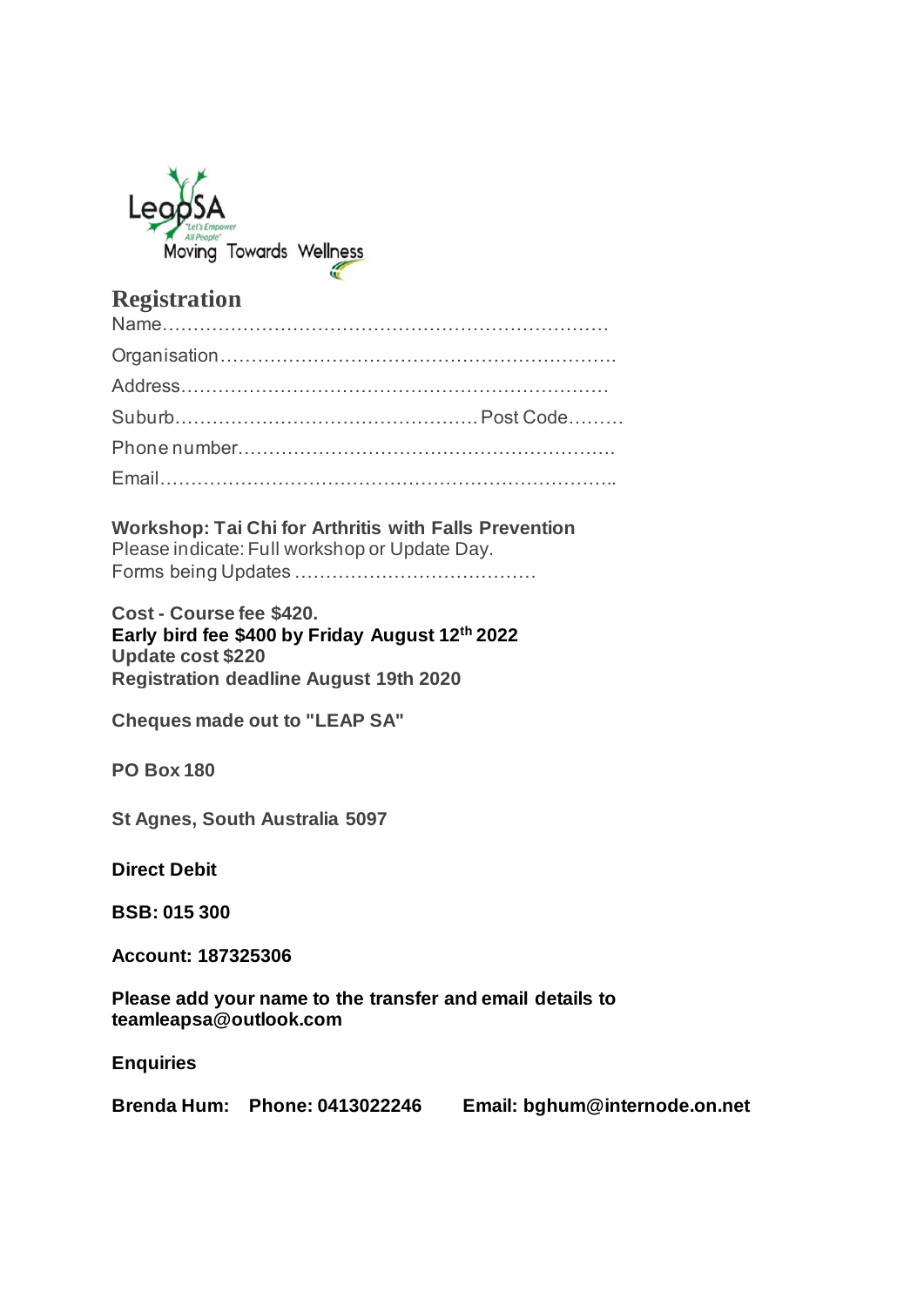LeapSA
"Let's Empower All People"
Moving Towards Wellness

## Registration

Name……………………………………………………………….

Organisation……………………………………………………….

Address…………………………………………………………….

Suburb………………………………………… Post Code………

Phone number…………………………………………………….

Email………………………………………………………………..

**Workshop: Tai Chi for Arthritis with Falls Prevention**
Please indicate: Full workshop or Update Day.
Forms being Updates …………………………………

**Cost - Course fee $420.**
**Early bird fee $400 by Friday August 12th 2022**
**Update cost $220**
**Registration deadline August 19th 2020**

**Cheques made out to "LEAP SA"**

**PO Box 180**

**St Agnes, South Australia 5097**

**Direct Debit**

**BSB: 015 300**

**Account: 187325306**

**Please add your name to the transfer and email details to teamleapsa@outlook.com**

**Enquiries**

**Brenda Hum: Phone: 0413022246 Email: bghum@internode.on.net**